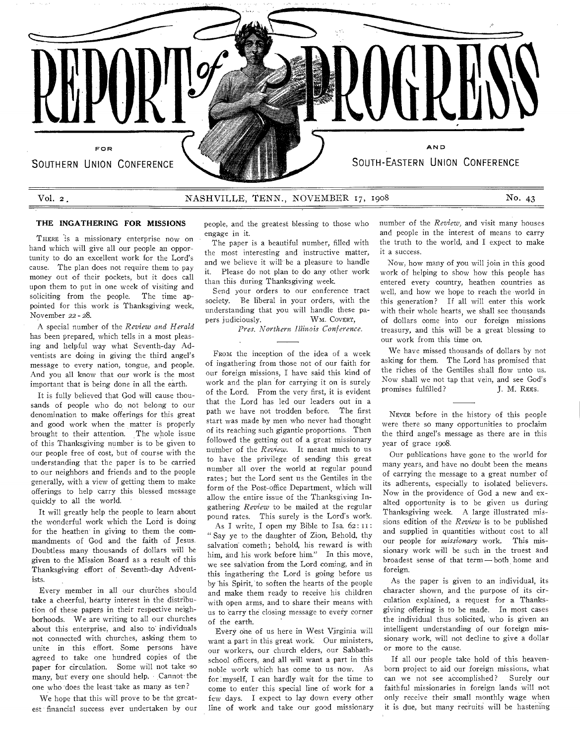# REPORT of PROGRESS

FOR SOUTHERN UNION CONFERENCE AND SOUTH-EASTERN UNION CONFERENCE

Vol. 2. NASHVILLE, TENN., NOVEMBER 17, 1908 No. 43

## THE INGATHERING FOR MISSIONS

THERE is a missionary enterprise now on hand which will give all our people an opportunity to do an excellent work for the Lord's cause. The plan does not require them to pay money out of their pockets, but it does call upon them to put in one week of visiting and soliciting from the people. The time appointed for this work is Thanksgiving week, November 22-28.

A special number of the *Review and Herald* has been prepared, which tells in a most pleasing and helpful way what Seventh-day Adventists are doing in giving the third angel's message to every nation, tongue, and people. And you all know that our work is the most important that is being done in all the earth.

It is fully believed that God will cause thousands of people who do not belong to our denomination to make offerings for this great and good work when the matter is properly brought to their attention. The whole issue of this Thanksgiving number is to be given to our people free of cost, but of course with the understanding that the paper is to be carried to our neighbors and friends and to the people generally, with a view of getting them to make offerings to help carry this blessed message quickly to all the world.

It will greatly help the people to learn about the wonderful work which the Lord is doing for the heathen in giving to them the commandments of God and the faith of Jesus. Doubtless many thousands of dollars will be given to the Mission Board as a result of this Thanksgiving effort of Seventh-day Adventists.

Every member in all our churches should take a cheerful, hearty interest in the distribution of these papers in their respective neighborhoods. We are writing to all our churches about this enterprise, and also to individuals not connected with churches, asking them to unite in this effort. Some persons have agreed to take one hundred copies of the paper for circulation. Some will not take so many, but every one should help. Cannot the one who does the least take as many as ten?

We hope that this will prove to be the greatest financial success ever undertaken by our people, and the greatest blessing to those who engage in it.

The paper is a beautiful number, filled with the most interesting and instructive matter, and we believe it will be a pleasure to handle it. Please do not plan to do any other work than this during Thanksgiving week.

Send your orders to our conference tract society. Be liberal in your orders, with the understanding that you will handle these papers judiciously.

WM. COVERT,
*Pres. Northern Illinois Conference.*

---

FROM the inception of the idea of a week of ingathering from those not of our faith for our foreign missions, I have said this kind of work and the plan for carrying it on is surely of the Lord. From the very first, it is evident that the Lord has led our leaders out in a path we have not trodden before. The first start was made by men who never had thought of its reaching such gigantic proportions. Then followed the getting out of a great missionary number of the *Review*. It meant much to us to have the privilege of sending this great number all over the world at regular pound rates; but the Lord sent us the Gentiles in the form of the Post-office Department, which will allow the entire issue of the Thanksgiving Ingathering *Review* to be mailed at the regular pound rates. This surely is the Lord's work.

As I write, I open my Bible to Isa. 62: 11: "Say ye to the daughter of Zion, Behold, thy salvation cometh; behold, his reward is with him, and his work before him." In this move, we see salvation from the Lord coming, and in this ingathering the Lord is going before us by his Spirit, to soften the hearts of the people and make them ready to receive his children with open arms, and to share their means with us to carry the closing message to every corner of the earth.

Every one of us here in West Virginia will want a part in this great work. Our ministers, our workers, our church elders, our Sabbath-school officers, and all will want a part in this noble work which has come to us now. As for myself, I can hardly wait for the time to come to enter this special line of work for a few days. I expect to lay down every other line of work and take our good missionary number of the *Review*, and visit many houses and people in the interest of means to carry the truth to the world, and I expect to make it a success.

Now, how many of you will join in this good work of helping to show how this people has entered every country, heathen countries as well, and how we hope to reach the world in this generation? If all will enter this work with their whole hearts, we shall see thousands of dollars come into our foreign missions treasury, and this will be a great blessing to our work from this time on.

We have missed thousands of dollars by not asking for them. The Lord has promised that the riches of the Gentiles shall flow unto us. Now shall we not tap that vein, and see God's promises fulfilled?

J. M. REES.

---

NEVER before in the history of this people were there so many opportunities to proclaim the third angel's message as there are in this year of grace 1908.

Our publications have gone to the world for many years, and have no doubt been the means of carrying the message to a great number of its adherents, especially to isolated believers. Now in the providence of God a new and exalted opportunity is to be given us during Thanksgiving week. A large illustrated missions edition of the *Review* is to be published and supplied in quantities without cost to all our people for *missionary* work. This missionary work will be such in the truest and broadest sense of that term — both home and foreign.

As the paper is given to an individual, its character shown, and the purpose of its circulation explained, a request for a Thanksgiving offering is to be made. In most cases the individual thus solicited, who is given an intelligent understanding of our foreign missionary work, will not decline to give a dollar or more to the cause.

If all our people take hold of this heaven-born project to aid our foreign missions, what can we not see accomplished? Surely our faithful missionaries in foreign lands will not only receive their small monthly wage when it is due, but many recruits will be hastening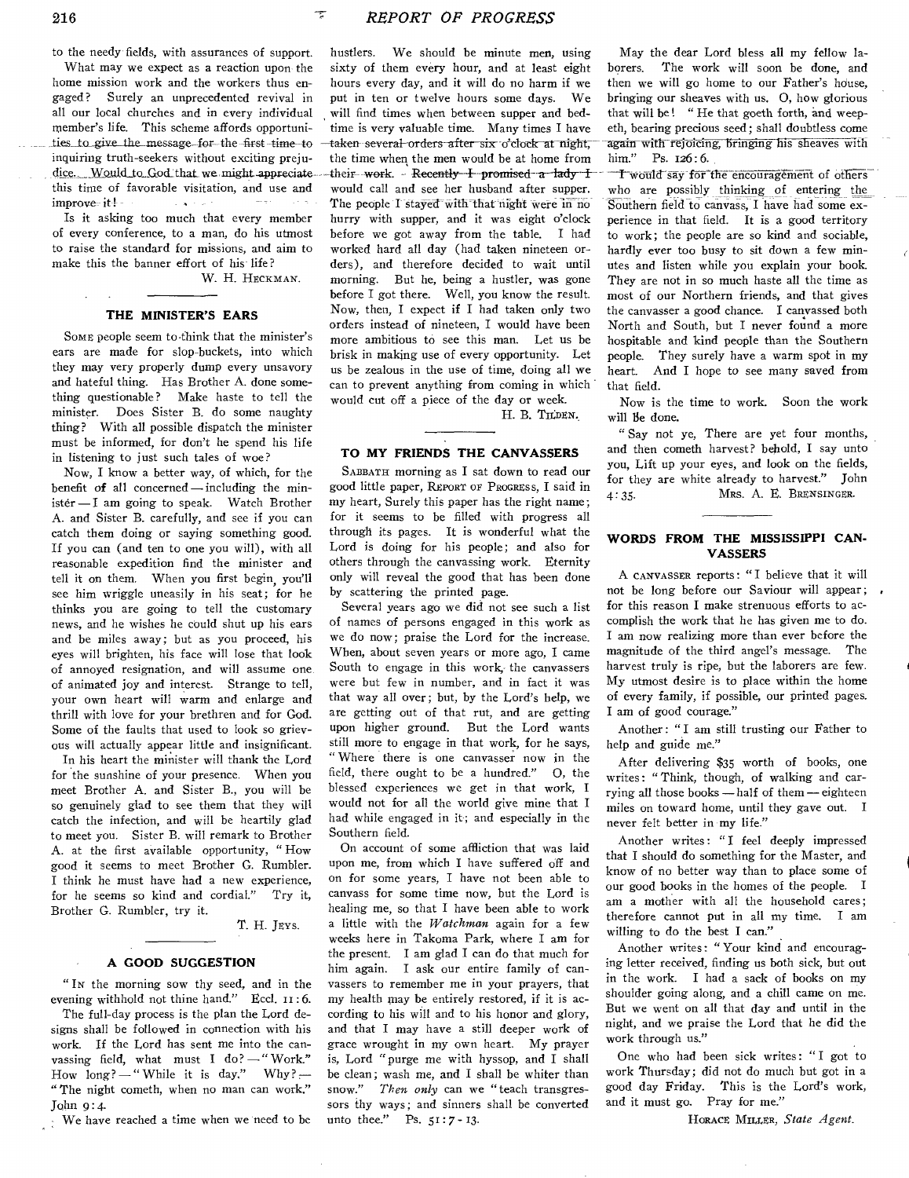to the needy fields, with assurances of support.

What may we expect as a reaction upon the home mission work and the workers thus engaged? Surely an unprecedented revival in all our local churches and in every individual member's life. This scheme affords opportunities to give the message for the first time to inquiring truth-seekers without exciting prejudice. Would to God that we might appreciate this time of favorable visitation, and use and improve it!

Is it asking too much that every member of every conference, to a man, do his utmost to raise the standard for missions, and aim to make this the banner effort of his life?

W. H. HECKMAN.

## THE MINISTER'S EARS

SOME people seem to think that the minister's ears are made for slop-buckets, into which they may very properly dump every unsavory and hateful thing. Has Brother A. done something questionable? Make haste to tell the minister. Does Sister B. do some naughty thing? With all possible dispatch the minister must be informed, for don't he spend his life in listening to just such tales of woe?

Now, I know a better way, of which, for the benefit of all concerned — including the minister — I am going to speak. Watch Brother A. and Sister B. carefully, and see if you can catch them doing or saying something good. If you can (and ten to one you will), with all reasonable expedition find the minister and tell it on them. When you first begin, you'll see him wriggle uneasily in his seat; for he thinks you are going to tell the customary news, and he wishes he could shut up his ears and be miles away; but as you proceed, his eyes will brighten, his face will lose that look of annoyed resignation, and will assume one of animated joy and interest. Strange to tell, your own heart will warm and enlarge and thrill with love for your brethren and for God. Some of the faults that used to look so grievous will actually appear little and insignificant.

In his heart the minister will thank the Lord for the sunshine of your presence. When you meet Brother A. and Sister B., you will be so genuinely glad to see them that they will catch the infection, and will be heartily glad to meet you. Sister B. will remark to Brother A. at the first available opportunity, "How good it seems to meet Brother G. Rumbler. I think he must have had a new experience, for he seems so kind and cordial." Try it, Brother G. Rumbler, try it.

T. H. JEYS.

## A GOOD SUGGESTION

"IN the morning sow thy seed, and in the evening withhold not thine hand." Eccl. 11:6.

The full-day process is the plan the Lord designs shall be followed in connection with his work. If the Lord has sent me into the canvassing field, what must I do? — "Work." How long? — "While it is day." Why? — "The night cometh, when no man can work." John 9:4.

We have reached a time when we need to be hustlers. We should be minute men, using sixty of them every hour, and at least eight hours every day, and it will do no harm if we put in ten or twelve hours some days. We will find times when between supper and bedtime is very valuable time. Many times I have taken several orders after six o'clock at night, the time when the men would be at home from their work. Recently I promised a lady I would call and see her husband after supper. The people I stayed with that night were in no hurry with supper, and it was eight o'clock before we got away from the table. I had worked hard all day (had taken nineteen orders), and therefore decided to wait until morning. But he, being a hustler, was gone before I got there. Well, you know the result. Now, then, I expect if I had taken only two orders instead of nineteen, I would have been more ambitious to see this man. Let us be brisk in making use of every opportunity. Let us be zealous in the use of time, doing all we can to prevent anything from coming in which would cut off a piece of the day or week.

H. B. TILDEN.

## TO MY FRIENDS THE CANVASSERS

SABBATH morning as I sat down to read our good little paper, REPORT OF PROGRESS, I said in my heart, Surely this paper has the right name; for it seems to be filled with progress all through its pages. It is wonderful what the Lord is doing for his people; and also for others through the canvassing work. Eternity only will reveal the good that has been done by scattering the printed page.

Several years ago we did not see such a list of names of persons engaged in this work as we do now; praise the Lord for the increase. When, about seven years or more ago, I came South to engage in this work, the canvassers were but few in number, and in fact it was that way all over; but, by the Lord's help, we are getting out of that rut, and are getting upon higher ground. But the Lord wants still more to engage in that work, for he says, "Where there is one canvasser now in the field, there ought to be a hundred." O, the blessed experiences we get in that work, I would not for all the world give mine that I had while engaged in it; and especially in the Southern field.

On account of some affliction that was laid upon me, from which I have suffered off and on for some years, I have not been able to canvass for some time now, but the Lord is healing me, so that I have been able to work a little with the *Watchman* again for a few weeks here in Takoma Park, where I am for the present. I am glad I can do that much for him again. I ask our entire family of canvassers to remember me in your prayers, that my health may be entirely restored, if it is according to his will and to his honor and glory, and that I may have a still deeper work of grace wrought in my own heart. My prayer is, Lord "purge me with hyssop, and I shall be clean; wash me, and I shall be whiter than snow." *Then only* can we "teach transgressors thy ways; and sinners shall be converted unto thee." Ps. 51:7-13.

May the dear Lord bless all my fellow laborers. The work will soon be done, and then we will go home to our Father's house, bringing our sheaves with us. O, how glorious that will be! "He that goeth forth, and weepeth, bearing precious seed; shall doubtless come again with rejoicing, bringing his sheaves with him." Ps. 126:6.

I would say for the encouragement of others who are possibly thinking of entering the Southern field to canvass, I have had some experience in that field. It is a good territory to work; the people are so kind and sociable, hardly ever too busy to sit down a few minutes and listen while you explain your book. They are not in so much haste all the time as most of our Northern friends, and that gives the canvasser a good chance. I canvassed both North and South, but I never found a more hospitable and kind people than the Southern people. They surely have a warm spot in my heart. And I hope to see many saved from that field.

Now is the time to work. Soon the work will be done.

"Say not ye, There are yet four months, and then cometh harvest? behold, I say unto you, Lift up your eyes, and look on the fields, for they are white already to harvest." John 4:35.

MRS. A. E. BRENSINGER.

## WORDS FROM THE MISSISSIPPI CANVASSERS

A CANVASSER reports: "I believe that it will not be long before our Saviour will appear; for this reason I make strenuous efforts to accomplish the work that he has given me to do. I am now realizing more than ever before the magnitude of the third angel's message. The harvest truly is ripe, but the laborers are few. My utmost desire is to place within the home of every family, if possible, our printed pages. I am of good courage."

Another: "I am still trusting our Father to help and guide me."

After delivering $35 worth of books, one writes: "Think, though, of walking and carrying all those books — half of them — eighteen miles on toward home, until they gave out. I never felt better in my life."

Another writes: "I feel deeply impressed that I should do something for the Master, and know of no better way than to place some of our good books in the homes of the people. I am a mother with all the household cares; therefore cannot put in all my time. I am willing to do the best I can."

Another writes: "Your kind and encouraging letter received, finding us both sick, but out in the work. I had a sack of books on my shoulder going along, and a chill came on me. But we went on all that day and until in the night, and we praise the Lord that he did the work through us."

One who had been sick writes: "I got to work Thursday; did not do much but got in a good day Friday. This is the Lord's work, and it must go. Pray for me."

HORACE MILLER, *State Agent.*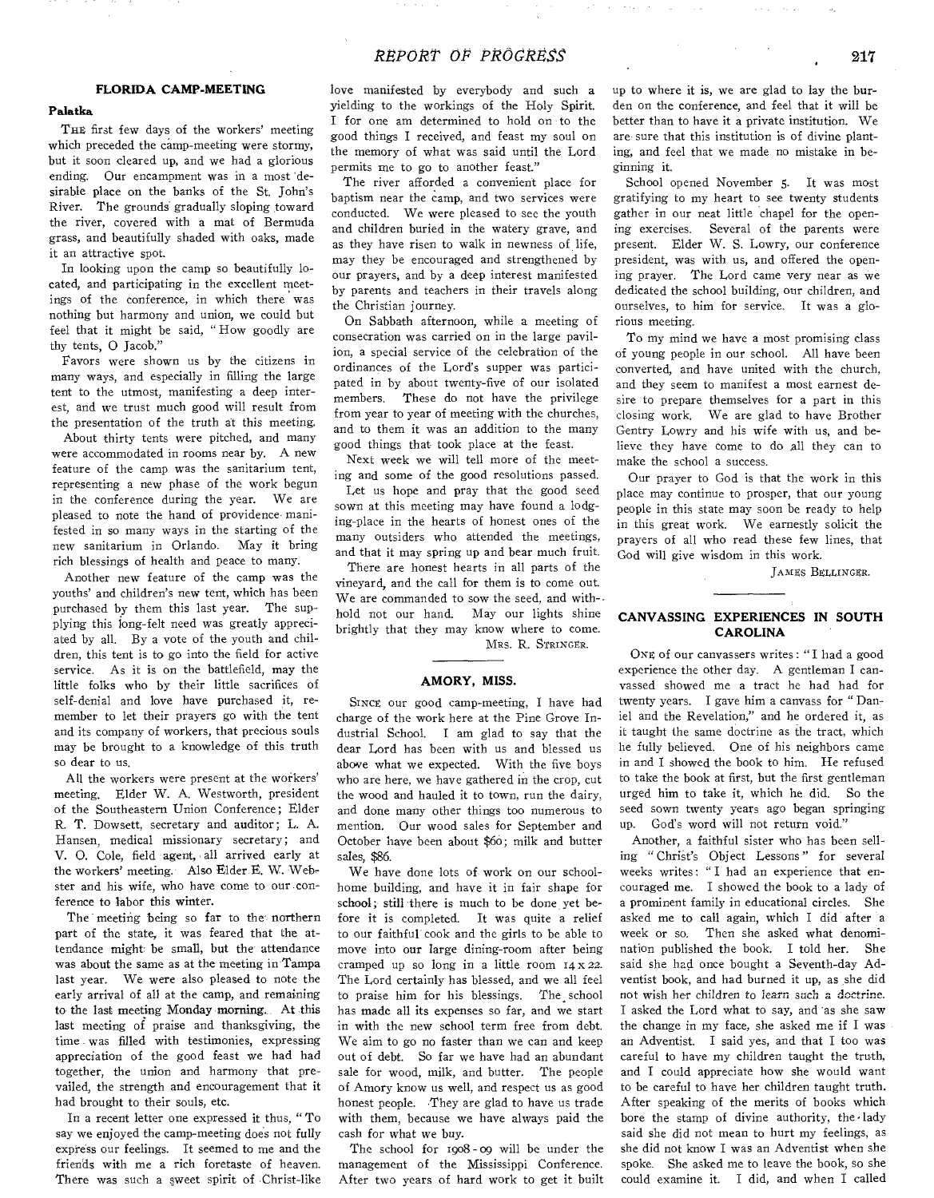## FLORIDA CAMP-MEETING

### Palatka

THE first few days of the workers' meeting which preceded the camp-meeting were stormy, but it soon cleared up, and we had a glorious ending. Our encampment was in a most desirable place on the banks of the St. John's River. The grounds gradually sloping toward the river, covered with a mat of Bermuda grass, and beautifully shaded with oaks, made it an attractive spot.

In looking upon the camp so beautifully located, and participating in the excellent meetings of the conference, in which there was nothing but harmony and union, we could but feel that it might be said, "How goodly are thy tents, O Jacob."

Favors were shown us by the citizens in many ways, and especially in filling the large tent to the utmost, manifesting a deep interest, and we trust much good will result from the presentation of the truth at this meeting.

About thirty tents were pitched, and many were accommodated in rooms near by. A new feature of the camp was the sanitarium tent, representing a new phase of the work begun in the conference during the year. We are pleased to note the hand of providence manifested in so many ways in the starting of the new sanitarium in Orlando. May it bring rich blessings of health and peace to many.

Another new feature of the camp was the youths' and children's new tent, which has been purchased by them this last year. The supplying this long-felt need was greatly appreciated by all. By a vote of the youth and children, this tent is to go into the field for active service. As it is on the battlefield, may the little folks who by their little sacrifices of self-denial and love have purchased it, remember to let their prayers go with the tent and its company of workers, that precious souls may be brought to a knowledge of this truth so dear to us.

All the workers were present at the workers' meeting. Elder W. A. Westworth, president of the Southeastern Union Conference; Elder R. T. Dowsett, secretary and auditor; L. A. Hansen, medical missionary secretary; and V. O. Cole, field agent, all arrived early at the workers' meeting. Also Elder E. W. Webster and his wife, who have come to our conference to labor this winter.

The meeting being so far to the northern part of the state, it was feared that the attendance might be small, but the attendance was about the same as at the meeting in Tampa last year. We were also pleased to note the early arrival of all at the camp, and remaining to the last meeting Monday morning. At this last meeting of praise and thanksgiving, the time was filled with testimonies, expressing appreciation of the good feast we had had together, the union and harmony that prevailed, the strength and encouragement that it had brought to their souls, etc.

In a recent letter one expressed it thus, "To say we enjoyed the camp-meeting does not fully express our feelings. It seemed to me and the friends with me a rich foretaste of heaven. There was such a sweet spirit of Christ-like love manifested by everybody and such a yielding to the workings of the Holy Spirit. I for one am determined to hold on to the good things I received, and feast my soul on the memory of what was said until the Lord permits me to go to another feast."

The river afforded a convenient place for baptism near the camp, and two services were conducted. We were pleased to see the youth and children buried in the watery grave, and as they have risen to walk in newness of life, may they be encouraged and strengthened by our prayers, and by a deep interest manifested by parents and teachers in their travels along the Christian journey.

On Sabbath afternoon, while a meeting of consecration was carried on in the large pavilion, a special service of the celebration of the ordinances of the Lord's supper was participated in by about twenty-five of our isolated members. These do not have the privilege from year to year of meeting with the churches, and to them it was an addition to the many good things that took place at the feast.

Next week we will tell more of the meeting and some of the good resolutions passed.

Let us hope and pray that the good seed sown at this meeting may have found a lodging-place in the hearts of honest ones of the many outsiders who attended the meetings, and that it may spring up and bear much fruit.

There are honest hearts in all parts of the vineyard, and the call for them is to come out. We are commanded to sow the seed, and withhold not our hand. May our lights shine brightly that they may know where to come.

MRS. R. STRINGER.

## AMORY, MISS.

SINCE our good camp-meeting, I have had charge of the work here at the Pine Grove Industrial School. I am glad to say that the dear Lord has been with us and blessed us above what we expected. With the five boys who are here, we have gathered in the crop, cut the wood and hauled it to town, run the dairy, and done many other things too numerous to mention. Our wood sales for September and October have been about $60; milk and butter sales, $86.

We have done lots of work on our school-home building, and have it in fair shape for school; still there is much to be done yet before it is completed. It was quite a relief to our faithful cook and the girls to be able to move into our large dining-room after being cramped up so long in a little room 14 x 22. The Lord certainly has blessed, and we all feel to praise him for his blessings. The school has made all its expenses so far, and we start in with the new school term free from debt. We aim to go no faster than we can and keep out of debt. So far we have had an abundant sale for wood, milk, and butter. The people of Amory know us well, and respect us as good honest people. They are glad to have us trade with them, because we have always paid the cash for what we buy.

The school for 1908-09 will be under the management of the Mississippi Conference. After two years of hard work to get it built up to where it is, we are glad to lay the burden on the conference, and feel that it will be better than to have it a private institution. We are sure that this institution is of divine planting, and feel that we made no mistake in beginning it.

School opened November 5. It was most gratifying to my heart to see twenty students gather in our neat little chapel for the opening exercises. Several of the parents were present. Elder W. S. Lowry, our conference president, was with us, and offered the opening prayer. The Lord came very near as we dedicated the school building, our children, and ourselves, to him for service. It was a glorious meeting.

To my mind we have a most promising class of young people in our school. All have been converted, and have united with the church, and they seem to manifest a most earnest desire to prepare themselves for a part in this closing work. We are glad to have Brother Gentry Lowry and his wife with us, and believe they have come to do all they can to make the school a success.

Our prayer to God is that the work in this place may continue to prosper, that our young people in this state may soon be ready to help in this great work. We earnestly solicit the prayers of all who read these few lines, that God will give wisdom in this work.

JAMES BELLINGER.

## CANVASSING EXPERIENCES IN SOUTH CAROLINA

ONE of our canvassers writes: "I had a good experience the other day. A gentleman I canvassed showed me a tract he had had for twenty years. I gave him a canvass for "Daniel and the Revelation," and he ordered it, as it taught the same doctrine as the tract, which he fully believed. One of his neighbors came in and I showed the book to him. He refused to take the book at first, but the first gentleman urged him to take it, which he did. So the seed sown twenty years ago began springing up. God's word will not return void."

Another, a faithful sister who has been selling "Christ's Object Lessons" for several weeks writes: "I had an experience that encouraged me. I showed the book to a lady of a prominent family in educational circles. She asked me to call again, which I did after a week or so. Then she asked what denomination published the book. I told her. She said she had once bought a Seventh-day Adventist book, and had burned it up, as she did not wish her children to learn such a doctrine. I asked the Lord what to say, and as she saw the change in my face, she asked me if I was an Adventist. I said yes, and that I too was careful to have my children taught the truth, and I could appreciate how she would want to be careful to have her children taught truth. After speaking of the merits of books which bore the stamp of divine authority, the lady said she did not mean to hurt my feelings, as she did not know I was an Adventist when she spoke. She asked me to leave the book, so she could examine it. I did, and when I called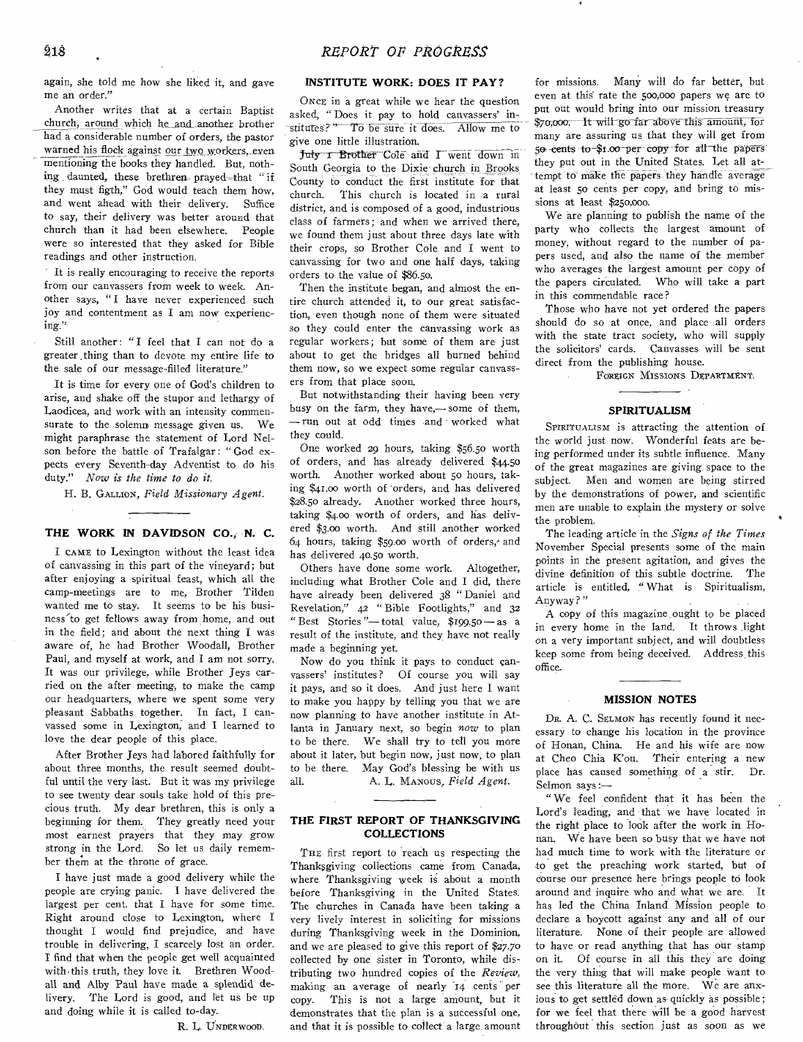again, she told me how she liked it, and gave me an order."

Another writes that at a certain Baptist church, around which he and another brother had a considerable number of orders, the pastor warned his flock against our two workers, even mentioning the books they handled. But, nothing daunted, these brethren prayed that "if they must figth," God would teach them how, and went ahead with their delivery. Suffice to say, their delivery was better around that church than it had been elsewhere. People were so interested that they asked for Bible readings and other instruction.

It is really encouraging to receive the reports from our canvassers from week to week. Another says, "I have never experienced such joy and contentment as I am now experiencing."

Still another: "I feel that I can not do a greater thing than to devote my entire life to the sale of our message-filled literature."

It is time for every one of God's children to arise, and shake off the stupor and lethargy of Laodicea, and work with an intensity commensurate to the solemn message given us. We might paraphrase the statement of Lord Nelson before the battle of Trafalgar: "God expects every Seventh-day Adventist to do his duty." *Now is the time to do it.*

H. B. GALLION, *Field Missionary Agent.*

## THE WORK IN DAVIDSON CO., N. C.

I CAME to Lexington without the least idea of canvassing in this part of the vineyard; but after enjoying a spiritual feast, which all the camp-meetings are to me, Brother Tilden wanted me to stay. It seems to be his business to get fellows away from home, and out in the field; and about the next thing I was aware of, he had Brother Woodall, Brother Paul, and myself at work, and I am not sorry. It was our privilege, while Brother Jeys carried on the after meeting, to make the camp our headquarters, where we spent some very pleasant Sabbaths together. In fact, I canvassed some in Lexington, and I learned to love the dear people of this place.

After Brother Jeys had labored faithfully for about three months, the result seemed doubtful until the very last. But it was my privilege to see twenty dear souls take hold of this precious truth. My dear brethren, this is only a beginning for them. They greatly need your most earnest prayers that they may grow strong in the Lord. So let us daily remember them at the throne of grace.

I have just made a good delivery while the people are crying panic. I have delivered the largest per cent. that I have for some time. Right around close to Lexington, where I thought I would find prejudice, and have trouble in delivering, I scarcely lost an order. I find that when the people get well acquainted with this truth, they love it. Brethren Woodall and Alby Paul have made a splendid delivery. The Lord is good, and let us be up and doing while it is called to-day.

R. L. UNDERWOOD.

## INSTITUTE WORK: DOES IT PAY?

ONCE in a great while we hear the question asked, "Does it pay to hold canvassers' institutes?" To be sure it does. Allow me to give one little illustration.

July 1 Brother Cole and I went down in South Georgia to the Dixie church in Brooks County to conduct the first institute for that church. This church is located in a rural district, and is composed of a good, industrious class of farmers; and when we arrived there, we found them just about three days late with their crops, so Brother Cole and I went to canvassing for two and one half days, taking orders to the value of $86.50.

Then the institute began, and almost the entire church attended it, to our great satisfaction, even though none of them were situated so they could enter the canvassing work as regular workers; but some of them are just about to get the bridges all burned behind them now, so we expect some regular canvassers from that place soon.

But notwithstanding their having been very busy on the farm, they have,— some of them, — run out at odd times and worked what they could.

One worked 29 hours, taking $56.50 worth of orders, and has already delivered $44.50 worth. Another worked about 50 hours, taking $41.00 worth of orders, and has delivered $28.50 already. Another worked three hours, taking $4.00 worth of orders, and has delivered $3.00 worth. And still another worked 64 hours, taking $59.00 worth of orders, and has delivered 40.50 worth.

Others have done some work. Altogether, including what Brother Cole and I did, there have already been delivered 38 "Daniel and Revelation," 42 "Bible Footlights," and 32 "Best Stories"— total value, $199.50 — as a result of the institute, and they have not really made a beginning yet.

Now do you think it pays to conduct canvassers' institutes? Of course you will say it pays, and so it does. And just here I want to make you happy by telling you that we are now planning to have another institute in Atlanta in January next, so begin *now* to plan to be there. We shall try to tell you more about it later, but begin now, just now, to plan to be there. May God's blessing be with us all.

A. L. MANOUS, *Field Agent.*

## THE FIRST REPORT OF THANKSGIVING COLLECTIONS

THE first report to reach us respecting the Thanksgiving collections came from Canada, where Thanksgiving week is about a month before Thanksgiving in the United States. The churches in Canada have been taking a very lively interest in soliciting for missions during Thanksgiving week in the Dominion, and we are pleased to give this report of $27.70 collected by one sister in Toronto, while distributing two hundred copies of the *Review,* making an average of nearly 14 cents per copy. This is not a large amount, but it demonstrates that the plan is a successful one, and that it is possible to collect a large amount for missions. Many will do far better, but even at this rate the 500,000 papers we are to put out would bring into our mission treasury $70,000. It will go far above this amount, for many are assuring us that they will get from 50 cents to $1.00 per copy for all the papers they put out in the United States. Let all attempt to make the papers they handle average at least 50 cents per copy, and bring to missions at least $250,000.

We are planning to publish the name of the party who collects the largest amount of money, without regard to the number of papers used, and also the name of the member who averages the largest amount per copy of the papers circulated. Who will take a part in this commendable race?

Those who have not yet ordered the papers should do so at once, and place all orders with the state tract society, who will supply the solicitors' cards. Canvasses will be sent direct from the publishing house.

FOREIGN MISSIONS DEPARTMENT.

## SPIRITUALISM

SPIRITUALISM is attracting the attention of the world just now. Wonderful feats are being performed under its subtle influence. Many of the great magazines are giving space to the subject. Men and women are being stirred by the demonstrations of power, and scientific men are unable to explain the mystery or solve the problem.

The leading article in the *Signs of the Times* November Special presents some of the main points in the present agitation, and gives the divine definition of this subtle doctrine. The article is entitled, "What is Spiritualism, Anyway?"

A copy of this magazine ought to be placed in every home in the land. It throws light on a very important subject, and will doubtless keep some from being deceived. Address this office.

## MISSION NOTES

DR. A. C. SELMON has recently found it necessary to change his location in the province of Honan, China. He and his wife are now at Cheo Chia K'ou. Their entering a new place has caused something of a stir. Dr. Selmon says:—

"We feel confident that it has been the Lord's leading, and that we have located in the right place to look after the work in Honan. We have been so busy that we have not had much time to work with the literature or to get the preaching work started, but of course our presence here brings people to look around and inquire who and what we are. It has led the China Inland Mission people to declare a boycott against any and all of our literature. None of their people are allowed to have or read anything that has our stamp on it. Of course in all this they are doing the very thing that will make people want to see this literature all the more. We are anxious to get settled down as quickly as possible; for we feel that there will be a good harvest throughout this section just as soon as we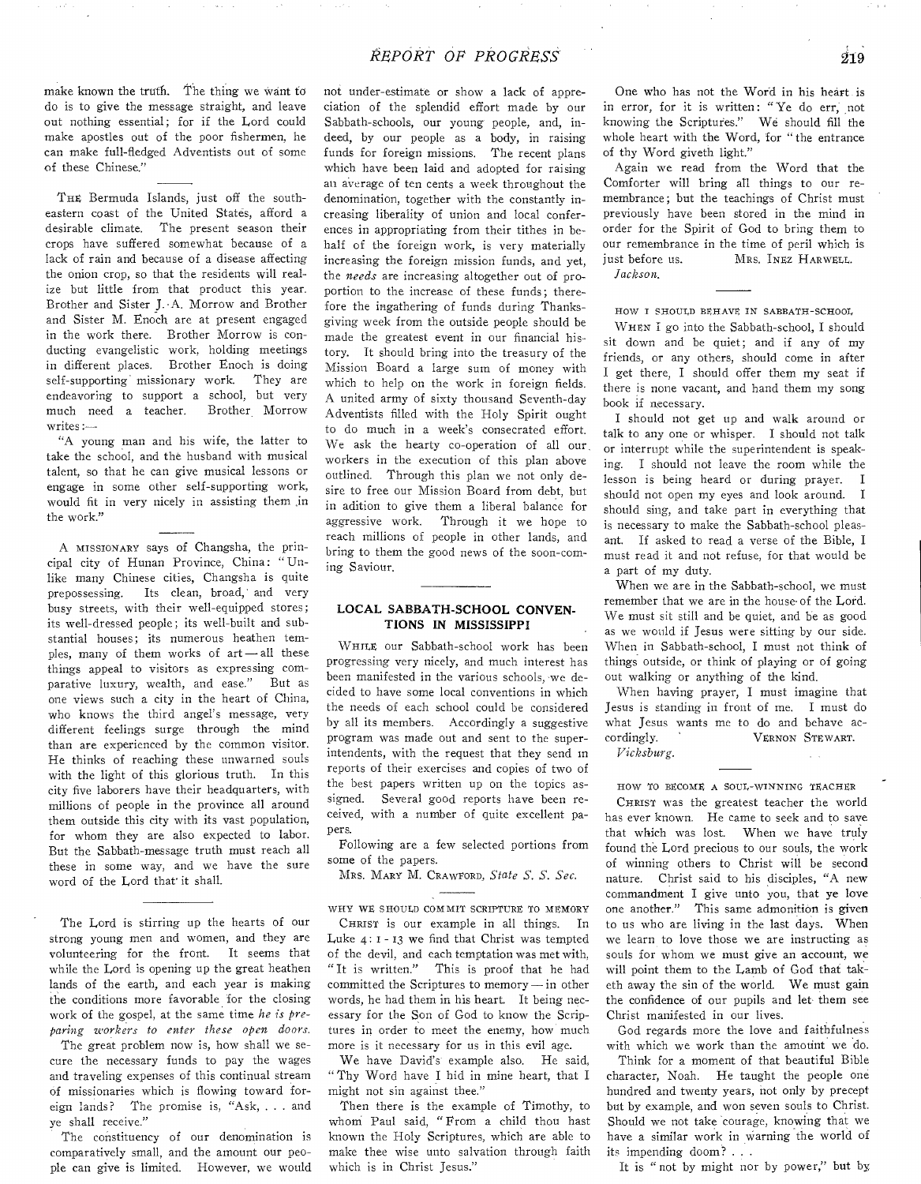make known the truth. The thing we want to do is to give the message straight, and leave out nothing essential; for if the Lord could make apostles out of the poor fishermen, he can make full-fledged Adventists out of some of these Chinese."

---

THE Bermuda Islands, just off the southeastern coast of the United States, afford a desirable climate. The present season their crops have suffered somewhat because of a lack of rain and because of a disease affecting the onion crop, so that the residents will realize but little from that product this year. Brother and Sister J. A. Morrow and Brother and Sister M. Enoch are at present engaged in the work there. Brother Morrow is conducting evangelistic work, holding meetings in different places. Brother Enoch is doing self-supporting missionary work. They are endeavoring to support a school, but very much need a teacher. Brother Morrow writes:—

"A young man and his wife, the latter to take the school, and the husband with musical talent, so that he can give musical lessons or engage in some other self-supporting work, would fit in very nicely in assisting them in the work."

---

A MISSIONARY says of Changsha, the principal city of Hunan Province, China: "Unlike many Chinese cities, Changsha is quite prepossessing. Its clean, broad, and very busy streets, with their well-equipped stores; its well-dressed people; its well-built and substantial houses; its numerous heathen temples, many of them works of art — all these things appeal to visitors as expressing comparative luxury, wealth, and ease." But as one views such a city in the heart of China, who knows the third angel's message, very different feelings surge through the mind than are experienced by the common visitor. He thinks of reaching these unwarned souls with the light of this glorious truth. In this city five laborers have their headquarters, with millions of people in the province all around them outside this city with its vast population, for whom they are also expected to labor. But the Sabbath-message truth must reach all these in some way, and we have the sure word of the Lord that it shall.

---

The Lord is stirring up the hearts of our strong young men and women, and they are volunteering for the front. It seems that while the Lord is opening up the great heathen lands of the earth, and each year is making the conditions more favorable for the closing work of the gospel, at the same time *he is preparing workers to enter these open doors*.

The great problem now is, how shall we secure the necessary funds to pay the wages and traveling expenses of this continual stream of missionaries which is flowing toward foreign lands? The promise is, "Ask, . . . and ye shall receive."

The constituency of our denomination is comparatively small, and the amount our people can give is limited. However, we would not under-estimate or show a lack of appreciation of the splendid effort made by our Sabbath-schools, our young people, and, indeed, by our people as a body, in raising funds for foreign missions. The recent plans which have been laid and adopted for raising an average of ten cents a week throughout the denomination, together with the constantly increasing liberality of union and local conferences in appropriating from their tithes in behalf of the foreign work, is very materially increasing the foreign mission funds, and yet, the *needs* are increasing altogether out of proportion to the increase of these funds; therefore the ingathering of funds during Thanksgiving week from the outside people should be made the greatest event in our financial history. It should bring into the treasury of the Mission Board a large sum of money with which to help on the work in foreign fields. A united army of sixty thousand Seventh-day Adventists filled with the Holy Spirit ought to do much in a week's consecrated effort. We ask the hearty co-operation of all our workers in the execution of this plan above outlined. Through this plan we not only desire to free our Mission Board from debt, but in adition to give them a liberal balance for aggressive work. Through it we hope to reach millions of people in other lands, and bring to them the good news of the soon-coming Saviour.

## LOCAL SABBATH-SCHOOL CONVENTIONS IN MISSISSIPPI

WHILE our Sabbath-school work has been progressing very nicely, and much interest has been manifested in the various schools, we decided to have some local conventions in which the needs of each school could be considered by all its members. Accordingly a suggestive program was made out and sent to the superintendents, with the request that they send in reports of their exercises and copies of two of the best papers written up on the topics assigned. Several good reports have been received, with a number of quite excellent papers.

Following are a few selected portions from some of the papers.

MRS. MARY M. CRAWFORD, *State S. S. Sec.*

### WHY WE SHOULD COMMIT SCRIPTURE TO MEMORY

CHRIST is our example in all things. In Luke 4: 1 - 13 we find that Christ was tempted of the devil, and each temptation was met with, "It is written." This is proof that he had committed the Scriptures to memory — in other words, he had them in his heart. It being necessary for the Son of God to know the Scriptures in order to meet the enemy, how much more is it necessary for us in this evil age.

We have David's example also. He said, "Thy Word have I hid in mine heart, that I might not sin against thee."

Then there is the example of Timothy, to whom Paul said, "From a child thou hast known the Holy Scriptures, which are able to make thee wise unto salvation through faith which is in Christ Jesus."

One who has not the Word in his heart is in error, for it is written: "Ye do err, not knowing the Scriptures." We should fill the whole heart with the Word, for "the entrance of thy Word giveth light."

Again we read from the Word that the Comforter will bring all things to our remembrance; but the teachings of Christ must previously have been stored in the mind in order for the Spirit of God to bring them to our remembrance in the time of peril which is just before us.

MRS. INEZ HARWELL.
*Jackson.*

### HOW I SHOULD BEHAVE IN SABBATH-SCHOOL

WHEN I go into the Sabbath-school, I should sit down and be quiet; and if any of my friends, or any others, should come in after I get there, I should offer them my seat if there is none vacant, and hand them my song book if necessary.

I should not get up and walk around or talk to any one or whisper. I should not talk or interrupt while the superintendent is speaking. I should not leave the room while the lesson is being heard or during prayer. I should not open my eyes and look around. I should sing, and take part in everything that is necessary to make the Sabbath-school pleasant. If asked to read a verse of the Bible, I must read it and not refuse, for that would be a part of my duty.

When we are in the Sabbath-school, we must remember that we are in the house of the Lord. We must sit still and be quiet, and be as good as we would if Jesus were sitting by our side. When in Sabbath-school, I must not think of things outside, or think of playing or of going out walking or anything of the kind.

When having prayer, I must imagine that Jesus is standing in front of me. I must do what Jesus wants me to do and behave accordingly.

VERNON STEWART.
*Vicksburg.*

### HOW TO BECOME A SOUL-WINNING TEACHER

CHRIST was the greatest teacher the world has ever known. He came to seek and to save that which was lost. When we have truly found the Lord precious to our souls, the work of winning others to Christ will be second nature. Christ said to his disciples, "A new commandment I give unto you, that ye love one another." This same admonition is given to us who are living in the last days. When we learn to love those we are instructing as souls for whom we must give an account, we will point them to the Lamb of God that taketh away the sin of the world. We must gain the confidence of our pupils and let them see Christ manifested in our lives.

God regards more the love and faithfulness with which we work than the amount we do.

Think for a moment of that beautiful Bible character, Noah. He taught the people one hundred and twenty years, not only by precept but by example, and won seven souls to Christ. Should we not take courage, knowing that we have a similar work in warning the world of its impending doom? . . .

It is "not by might nor by power," but by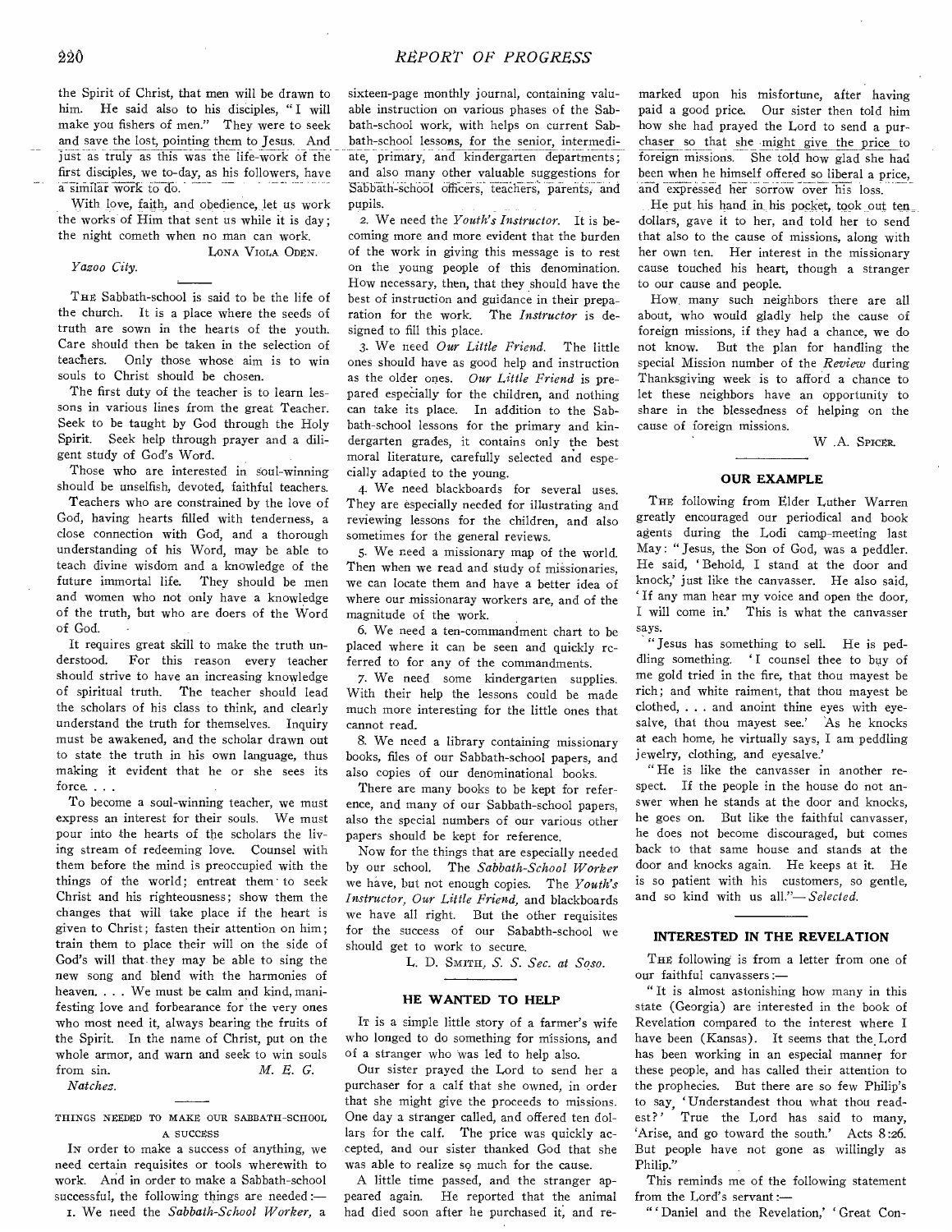the Spirit of Christ, that men will be drawn to him. He said also to his disciples, "I will make you fishers of men." They were to seek and save the lost, pointing them to Jesus. And just as truly as this was the life-work of the first disciples, we to-day, as his followers, have a similar work to do.

With love, faith, and obedience, let us work the works of Him that sent us while it is day; the night cometh when no man can work.

LONA VIOLA ODEN.

*Yazoo City.*

---

THE Sabbath-school is said to be the life of the church. It is a place where the seeds of truth are sown in the hearts of the youth. Care should then be taken in the selection of teachers. Only those whose aim is to win souls to Christ should be chosen.

The first duty of the teacher is to learn lessons in various lines from the great Teacher. Seek to be taught by God through the Holy Spirit. Seek help through prayer and a diligent study of God's Word.

Those who are interested in soul-winning should be unselfish, devoted, faithful teachers.

Teachers who are constrained by the love of God, having hearts filled with tenderness, a close connection with God, and a thorough understanding of his Word, may be able to teach divine wisdom and a knowledge of the future immortal life. They should be men and women who not only have a knowledge of the truth, but who are doers of the Word of God.

It requires great skill to make the truth understood. For this reason every teacher should strive to have an increasing knowledge of spiritual truth. The teacher should lead the scholars of his class to think, and clearly understand the truth for themselves. Inquiry must be awakened, and the scholar drawn out to state the truth in his own language, thus making it evident that he or she sees its force. . . .

To become a soul-winning teacher, we must express an interest for their souls. We must pour into the hearts of the scholars the living stream of redeeming love. Counsel with them before the mind is preoccupied with the things of the world; entreat them to seek Christ and his righteousness; show them the changes that will take place if the heart is given to Christ; fasten their attention on him; train them to place their will on the side of God's will that they may be able to sing the new song and blend with the harmonies of heaven. . . . We must be calm and kind, manifesting love and forbearance for the very ones who most need it, always bearing the fruits of the Spirit. In the name of Christ, put on the whole armor, and warn and seek to win souls from sin.

*M. E. G.*

*Natchez.*

---

THINGS NEEDED TO MAKE OUR SABBATH-SCHOOL A SUCCESS

IN order to make a success of anything, we need certain requisites or tools wherewith to work. And in order to make a Sabbath-school successful, the following things are needed:—

1. We need the *Sabbath-School Worker*, a sixteen-page monthly journal, containing valuable instruction on various phases of the Sabbath-school work, with helps on current Sabbath-school lessons, for the senior, intermediate, primary, and kindergarten departments; and also many other valuable suggestions for Sabbath-school officers, teachers, parents, and pupils.

2. We need the *Youth's Instructor*. It is becoming more and more evident that the burden of the work in giving this message is to rest on the young people of this denomination. How necessary, then, that they should have the best of instruction and guidance in their preparation for the work. The *Instructor* is designed to fill this place.

3. We need *Our Little Friend*. The little ones should have as good help and instruction as the older ones. *Our Little Friend* is prepared especially for the children, and nothing can take its place. In addition to the Sabbath-school lessons for the primary and kindergarten grades, it contains only the best moral literature, carefully selected and especially adapted to the young.

4. We need blackboards for several uses. They are especially needed for illustrating and reviewing lessons for the children, and also sometimes for the general reviews.

5. We need a missionary map of the world. Then when we read and study of missionaries, we can locate them and have a better idea of where our missionaray workers are, and of the magnitude of the work.

6. We need a ten-commandment chart to be placed where it can be seen and quickly referred to for any of the commandments.

7. We need some kindergarten supplies. With their help the lessons could be made much more interesting for the little ones that cannot read.

8. We need a library containing missionary books, files of our Sabbath-school papers, and also copies of our denominational books.

There are many books to be kept for reference, and many of our Sabbath-school papers, also the special numbers of our various other papers should be kept for reference.

Now for the things that are especially needed by our school. The *Sabbath-School Worker* we have, but not enough copies. The *Youth's Instructor, Our Little Friend,* and blackboards we have all right. But the other requisites for the success of our Sababth-school we should get to work to secure.

L. D. SMITH, *S. S. Sec. at Soso.*

## HE WANTED TO HELP

IT is a simple little story of a farmer's wife who longed to do something for missions, and of a stranger who was led to help also.

Our sister prayed the Lord to send her a purchaser for a calf that she owned, in order that she might give the proceeds to missions. One day a stranger called, and offered ten dollars for the calf. The price was quickly accepted, and our sister thanked God that she was able to realize so much for the cause.

A little time passed, and the stranger appeared again. He reported that the animal had died soon after he purchased it, and remarked upon his misfortune, after having paid a good price. Our sister then told him how she had prayed the Lord to send a purchaser so that she might give the price to foreign missions. She told how glad she had been when he himself offered so liberal a price, and expressed her sorrow over his loss.

He put his hand in his pocket, took out ten dollars, gave it to her, and told her to send that also to the cause of missions, along with her own ten. Her interest in the missionary cause touched his heart, though a stranger to our cause and people.

How many such neighbors there are all about, who would gladly help the cause of foreign missions, if they had a chance, we do not know. But the plan for handling the special Mission number of the *Review* during Thanksgiving week is to afford a chance to let these neighbors have an opportunity to share in the blessedness of helping on the cause of foreign missions.

W. A. SPICER.

## OUR EXAMPLE

THE following from Elder Luther Warren greatly encouraged our periodical and book agents during the Lodi camp-meeting last May: "Jesus, the Son of God, was a peddler. He said, 'Behold, I stand at the door and knock,' just like the canvasser. He also said, 'If any man hear my voice and open the door, I will come in.' This is what the canvasser says.

"Jesus has something to sell. He is peddling something. 'I counsel thee to buy of me gold tried in the fire, that thou mayest be rich; and white raiment, that thou mayest be clothed, . . . and anoint thine eyes with eyesalve, that thou mayest see.' As he knocks at each home, he virtually says, I am peddling jewelry, clothing, and eyesalve.'

"He is like the canvasser in another respect. If the people in the house do not answer when he stands at the door and knocks, he goes on. But like the faithful canvasser, he does not become discouraged, but comes back to that same house and stands at the door and knocks again. He keeps at it. He is so patient with his customers, so gentle, and so kind with us all."—*Selected.*

## INTERESTED IN THE REVELATION

THE following is from a letter from one of our faithful canvassers:—

"It is almost astonishing how many in this state (Georgia) are interested in the book of Revelation compared to the interest where I have been (Kansas). It seems that the Lord has been working in an especial manner for these people, and has called their attention to the prophecies. But there are so few Philip's to say, 'Understandest thou what thou readest?' True the Lord has said to many, 'Arise, and go toward the south.' Acts 8:26. But people have not gone as willingly as Philip."

This reminds me of the following statement from the Lord's servant:—

"'Daniel and the Revelation,' 'Great Con-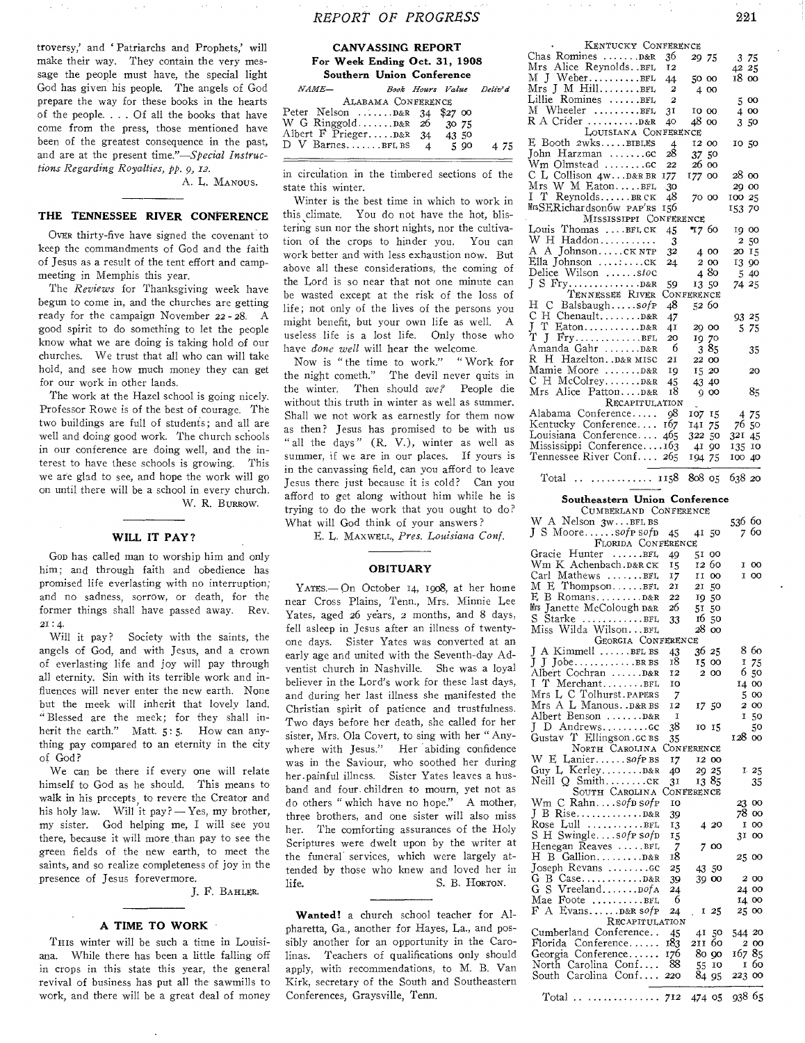troversy,' and 'Patriarchs and Prophets,' will make their way. They contain the very message the people must have, the special light God has given his people. The angels of God prepare the way for these books in the hearts of the people. . . . Of all the books that have come from the press, those mentioned have been of the greatest consequence in the past, and are at the present time."—*Special Instructions Regarding Royalties, pp. 9, 12.*

A. L. MANOUS.

## THE TENNESSEE RIVER CONFERENCE

OVER thirty-five have signed the covenant to keep the commandments of God and the faith of Jesus as a result of the tent effort and camp-meeting in Memphis this year.

The *Reviews* for Thanksgiving week have begun to come in, and the churches are getting ready for the campaign November 22-28. A good spirit to do something to let the people know what we are doing is taking hold of our churches. We trust that all who can will take hold, and see how much money they can get for our work in other lands.

The work at the Hazel school is going nicely. Professor Rowe is of the best of courage. The two buildings are full of students; and all are well and doing good work. The church schools in our conference are doing well, and the interest to have these schools is growing. This we are glad to see, and hope the work will go on until there will be a school in every church.

W. R. BURROW.

## WILL IT PAY?

GOD has called man to worship him and only him; and through faith and obedience has promised life everlasting with no interruption; and no sadness, sorrow, or death, for the former things shall have passed away. Rev. 21:4.

Will it pay? Society with the saints, the angels of God, and with Jesus, and a crown of everlasting life and joy will pay through all eternity. Sin with its terrible work and influences will never enter the new earth. None but the meek will inherit that lovely land. "Blessed are the meek; for they shall inherit the earth." Matt. 5:5. How can anything pay compared to an eternity in the city of God?

We can be there if every one will relate himself to God as he should. This means to walk in his precepts, to revere the Creator and his holy law. Will it pay?—Yes, my brother, my sister. God helping me, I will see you there, because it will more than pay to see the green fields of the new earth, to meet the saints, and so realize completeness of joy in the presence of Jesus forevermore.

J. F. BAHLER.

## A TIME TO WORK

THIS winter will be such a time in Louisiana. While there has been a little falling off in crops in this state this year, the general revival of business has put all the sawmills to work, and there will be a great deal of money in circulation in the timbered sections of the state this winter.

Winter is the best time in which to work in this climate. You do not have the hot, blistering sun nor the short nights, nor the cultivation of the crops to hinder you. You can work better and with less exhaustion now. But above all these considerations, the coming of the Lord is so near that not one minute can be wasted except at the risk of the loss of life; not only of the lives of the persons you might benefit, but your own life as well. A useless life is a lost life. Only those who have *done well* will hear the welcome.

Now is "the time to work." "Work for the night cometh." The devil never quits in the winter. Then should *we?* People die without this truth in winter as well as summer. Shall we not work as earnestly for them now as then? Jesus has promised to be with us "all the days" (R. V.), winter as well as summer, if we are in our places. If yours is in the canvassing field, can you afford to leave Jesus there just because it is cold? Can you afford to get along without him while he is trying to do the work that you ought to do? What will God think of your answers?

E. L. MAXWELL, *Pres. Louisiana Conf.*

## OBITUARY

YATES.—On October 14, 1908, at her home near Cross Plains, Tenn., Mrs. Minnie Lee Yates, aged 26 years, 2 months, and 8 days, fell asleep in Jesus after an illness of twenty-one days. Sister Yates was converted at an early age and united with the Seventh-day Adventist church in Nashville. She was a loyal believer in the Lord's work for these last days, and during her last illness she manifested the Christian spirit of patience and trustfulness. Two days before her death, she called for her sister, Mrs. Ola Covert, to sing with her "Anywhere with Jesus." Her abiding confidence was in the Saviour, who soothed her during her painful illness. Sister Yates leaves a husband and four children to mourn, yet not as do others "which have no hope." A mother, three brothers, and one sister will also miss her. The comforting assurances of the Holy Scriptures were dwelt upon by the writer at the funeral services, which were largely attended by those who knew and loved her in life.

S. B. HORTON.

**Wanted!** a church school teacher for Alpharetta, Ga., another for Hayes, La., and possibly another for an opportunity in the Carolinas. Teachers of qualifications only should apply, with recommendations, to M. B. Van Kirk, secretary of the South and Southeastern Conferences, Graysville, Tenn.

## CANVASSING REPORT
### For Week Ending Oct. 31, 1908
### Southern Union Conference

| NAME— | Book | Hours | Value | Deliv'd |
|---|---|---|---|---|
| **ALABAMA CONFERENCE** | | | | |
| Peter Nelson | D&R | 34 | $27 00 | |
| W G Ringgold | D&R | 26 | 30 75 | |
| Albert F Prieger | D&R | 34 | 43 50 | |
| D V Barnes | BFL BS | 4 | 5 90 | 4 75 |
| **KENTUCKY CONFERENCE** | | | | |
| Chas Romines | D&R | 36 | 29 75 | 3 75 |
| Mrs Alice Reynolds | BFL | 12 | | 42 25 |
| M J Weber | BFL | 44 | 50 00 | 18 00 |
| Mrs J M Hill | BFL | 2 | 4 00 | |
| Lillie Romines | BFL | 2 | | 5 00 |
| M Wheeler | BFL | 31 | 10 00 | 4 00 |
| R A Crider | D&R | 40 | 48 00 | 3 50 |
| **LOUISIANA CONFERENCE** | | | | |
| E Booth 2wks | BIBLES | 4 | 12 00 | 10 50 |
| John Harzman | GC | 28 | 37 50 | |
| Wm Olmstead | GC | 22 | 26 00 | |
| C L Collison 4w | D&R BR | 177 | 177 00 | 28 00 |
| Mrs W M Eaton | BFL | 30 | | 29 00 |
| I T Reynolds | BR CK | 48 | 70 00 | 100 25 |
| MrsSERichardson6w | PAP'RS | 156 | | 153 70 |
| **MISSISSIPPI CONFERENCE** | | | | |
| Louis Thomas | BFL CK | 45 | 17 60 | 19 00 |
| W H Haddon | | 3 | | 2 50 |
| A A Johnson | CK NTP | 32 | 4 00 | 20 15 |
| Ella Johnson | CK | 24 | 2 00 | 13 90 |
| Delice Wilson | stoc | | 4 80 | 5 40 |
| J S Fry | D&R | 59 | 13 50 | 74 25 |
| **TENNESSEE RIVER CONFERENCE** | | | | |
| H C Balsbaugh | SofP | 48 | 52 60 | |
| C H Chenault | D&R | 47 | | 93 25 |
| J T Eaton | D&R | 41 | 29 00 | 5 75 |
| T J Fry | BFL | 20 | 19 70 | |
| Amanda Gahr | D&R | 6 | 3 85 | 35 |
| R H Hazelton | D&R MISC | 21 | 22 00 | |
| Mamie Moore | D&R | 19 | 15 20 | 20 |
| C H McColrey | D&R | 45 | 43 40 | |
| Mrs Alice Patton | D&R | 18 | 9 00 | 85 |
| **RECAPITULATION** | | | | |
| Alabama Conference | | 98 | 107 15 | 4 75 |
| Kentucky Conference | | 167 | 141 75 | 76 50 |
| Louisiana Conference | | 465 | 322 50 | 321 45 |
| Mississippi Conference | | 163 | 41 90 | 135 10 |
| Tennessee River Conf. | | 265 | 194 75 | 100 40 |
| Total | | 1158 | 808 05 | 638 20 |

### Southeastern Union Conference

| NAME— | Book | Hours | Value | Deliv'd |
|---|---|---|---|---|
| **CUMBERLAND CONFERENCE** | | | | |
| W A Nelson 3w | BFL BS | | | 536 60 |
| J S Moore | SofP SofD | 45 | 41 50 | 7 60 |
| **FLORIDA CONFERENCE** | | | | |
| Gracie Hunter | BFL | 49 | 51 00 | |
| Wm K Achenbach | D&R CK | 15 | 12 60 | 1 00 |
| Carl Mathews | BFL | 17 | 11 00 | 1 00 |
| M E Thompson | BFL | 21 | 21 50 | |
| E B Romans | D&R | 22 | 19 50 | |
| Mrs Janette McColough | D&R | 26 | 51 50 | |
| S Starke | BFL | 33 | 16 50 | |
| Miss Wilda Wilson | BFL | | 28 00 | |
| **GEORGIA CONFERENCE** | | | | |
| J A Kimmell | BFL BS | 43 | 36 25 | 8 60 |
| J J Jobe | BR BS | 18 | 15 00 | 1 75 |
| Albert Cochran | D&R | 12 | 2 00 | 6 50 |
| I T Merchant | BFL | 10 | | 14 00 |
| Mrs L C Tolhurst | PAPERS | 7 | | 5 00 |
| Mrs A L Manous | D&R BS | 12 | 17 50 | 2 00 |
| Albert Benson | D&R | 1 | | 1 50 |
| J D Andrews | GC | 38 | 10 15 | 50 |
| Gustav T Ellingson | GC BS | 35 | | 128 00 |
| **NORTH CAROLINA CONFERENCE** | | | | |
| W E Lanier | SofP BS | 17 | 12 00 | |
| Guy L Kerley | D&R | 40 | 29 25 | 1 25 |
| Neill Q Smith | CK | 31 | 13 85 | 35 |
| **SOUTH CAROLINA CONFERENCE** | | | | |
| Wm C Rahn | SofD SofP | 10 | | 23 00 |
| J B Rise | D&R | 39 | | 78 00 |
| Rose Lull | BFL | 13 | 4 20 | 1 00 |
| S H Swingle | SofP SofD | 15 | | 31 00 |
| Henegan Reaves | BFL | 7 | 7 00 | |
| H B Gallion | D&R | 18 | | 25 00 |
| Joseph Revans | GC | 25 | 43 50 | |
| G B Case | D&R | 39 | 39 00 | 2 00 |
| G S Vreeland | DofA | 24 | | 24 00 |
| Mae Foote | BFL | 6 | | 14 00 |
| F A Evans | D&R SofP | 24 | 1 25 | 25 00 |
| **RECAPITULATION** | | | | |
| Cumberland Conference | | 45 | 41 50 | 544 20 |
| Florida Conference | | 183 | 211 60 | 2 00 |
| Georgia Conference | | 176 | 80 90 | 167 85 |
| North Carolina Conf. | | 88 | 55 10 | 1 60 |
| South Carolina Conf. | | 220 | 84 95 | 223 00 |
| Total | | 712 | 474 05 | 938 65 |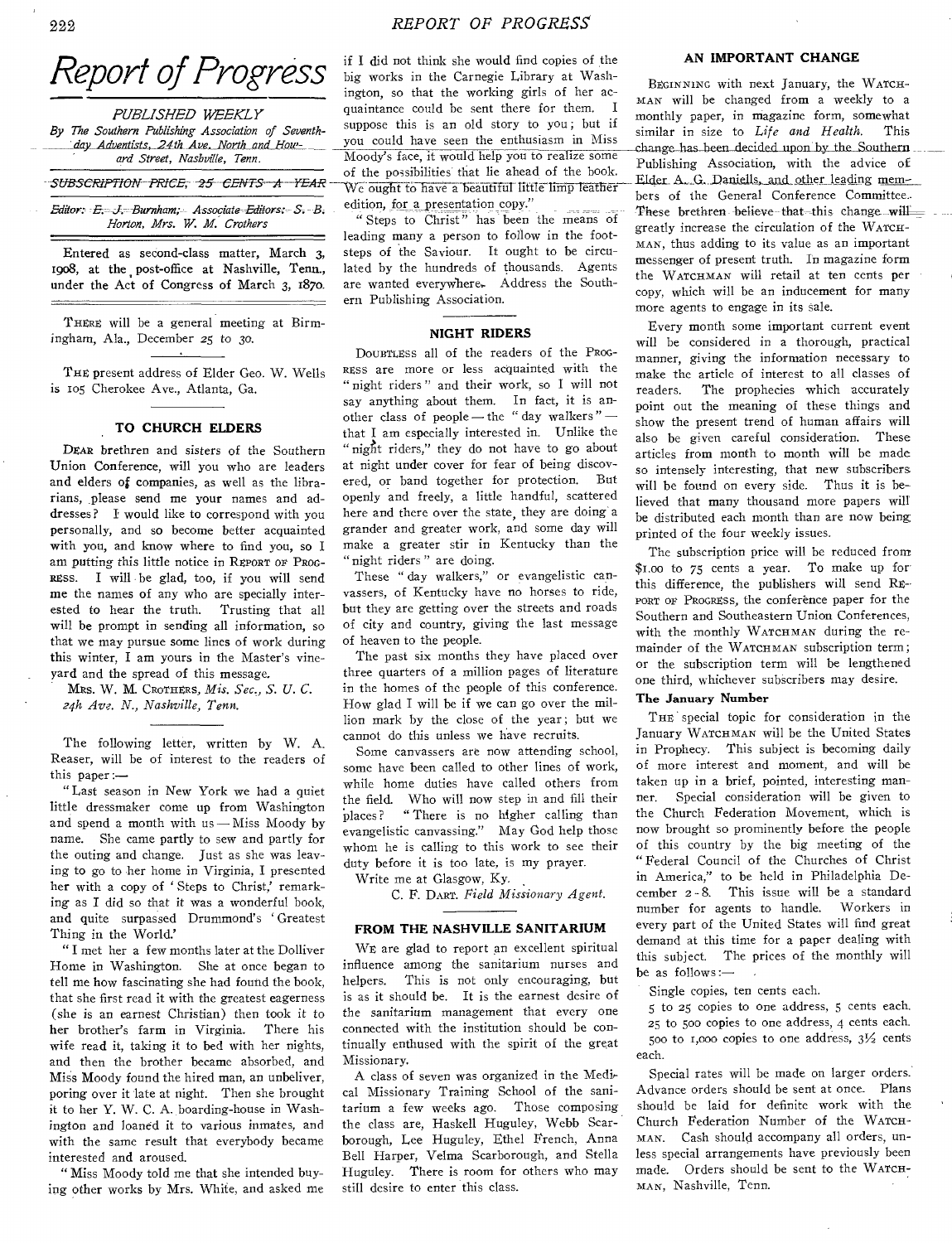# Report of Progress

*PUBLISHED WEEKLY*

*By The Southern Publishing Association of Seventh-day Adventists, 24th Ave. North and Howard Street, Nashville, Tenn.*

SUBSCRIPTION PRICE, 25 CENTS A YEAR

*Editor: E. J. Burnham; Associate Editors: S. B. Horton, Mrs. W. M. Crothers*

Entered as second-class matter, March 3, 1908, at the post-office at Nashville, Tenn., under the Act of Congress of March 3, 1870.

THERE will be a general meeting at Birmingham, Ala., December 25 to 30.

THE present address of Elder Geo. W. Wells is 105 Cherokee Ave., Atlanta, Ga.

## TO CHURCH ELDERS

DEAR brethren and sisters of the Southern Union Conference, will you who are leaders and elders of companies, as well as the librarians, please send me your names and addresses? I would like to correspond with you personally, and so become better acquainted with you, and know where to find you, so I am putting this little notice in REPORT OF PROGRESS. I will be glad, too, if you will send me the names of any who are specially interested to hear the truth. Trusting that all will be prompt in sending all information, so that we may pursue some lines of work during this winter, I am yours in the Master's vineyard and the spread of this message.

MRS. W. M. CROTHERS, *Mis. Sec., S. U. C. 24h Ave. N., Nashville, Tenn.*

The following letter, written by W. A. Reaser, will be of interest to the readers of this paper:—

"Last season in New York we had a quiet little dressmaker come up from Washington and spend a month with us — Miss Moody by name. She came partly to sew and partly for the outing and change. Just as she was leaving to go to her home in Virginia, I presented her with a copy of 'Steps to Christ,' remarking as I did so that it was a wonderful book, and quite surpassed Drummond's 'Greatest Thing in the World.'

"I met her a few months later at the Dolliver Home in Washington. She at once began to tell me how fascinating she had found the book, that she first read it with the greatest eagerness (she is an earnest Christian) then took it to her brother's farm in Virginia. There his wife read it, taking it to bed with her nights, and then the brother became absorbed, and Miss Moody found the hired man, an unbeliver, poring over it late at night. Then she brought it to her Y. W. C. A. boarding-house in Washington and loaned it to various inmates, and with the same result that everybody became interested and aroused.

"Miss Moody told me that she intended buying other works by Mrs. White, and asked me if I did not think she would find copies of the big works in the Carnegie Library at Washington, so that the working girls of her acquaintance could be sent there for them. I suppose this is an old story to you; but if you could have seen the enthusiasm in Miss Moody's face, it would help you to realize some of the possibilities that lie ahead of the book. We ought to have a beautiful little limp leather edition, for a presentation copy."

"Steps to Christ" has been the means of leading many a person to follow in the footsteps of the Saviour. It ought to be circulated by the hundreds of thousands. Agents are wanted everywhere. Address the Southern Publishing Association.

## NIGHT RIDERS

DOUBTLESS all of the readers of the PROGRESS are more or less acquainted with the "night riders" and their work, so I will not say anything about them. In fact, it is another class of people — the "day walkers" — that I am especially interested in. Unlike the "night riders," they do not have to go about at night under cover for fear of being discovered, or band together for protection. But openly and freely, a little handful, scattered here and there over the state, they are doing a grander and greater work, and some day will make a greater stir in Kentucky than the "night riders" are doing.

These "day walkers," or evangelistic canvassers, of Kentucky have no horses to ride, but they are getting over the streets and roads of city and country, giving the last message of heaven to the people.

The past six months they have placed over three quarters of a million pages of literature in the homes of the people of this conference. How glad I will be if we can go over the million mark by the close of the year; but we cannot do this unless we have recruits.

Some canvassers are now attending school, some have been called to other lines of work, while home duties have called others from the field. Who will now step in and fill their places? "There is no higher calling than evangelistic canvassing." May God help those whom he is calling to this work to see their duty before it is too late, is my prayer.

Write me at Glasgow, Ky.

C. F. DART. *Field Missionary Agent.*

## FROM THE NASHVILLE SANITARIUM

WE are glad to report an excellent spiritual influence among the sanitarium nurses and helpers. This is not only encouraging, but is as it should be. It is the earnest desire of the sanitarium management that every one connected with the institution should be continually enthused with the spirit of the great Missionary.

A class of seven was organized in the Medical Missionary Training School of the sanitarium a few weeks ago. Those composing the class are, Haskell Huguley, Webb Scarborough, Lee Huguley, Ethel French, Anna Bell Harper, Velma Scarborough, and Stella Huguley. There is room for others who may still desire to enter this class.

## AN IMPORTANT CHANGE

BEGINNING with next January, the WATCHMAN will be changed from a weekly to a monthly paper, in magazine form, somewhat similar in size to *Life and Health*. This change has been decided upon by the Southern Publishing Association, with the advice of Elder A. G. Daniells, and other leading members of the General Conference Committee. These brethren believe that this change will greatly increase the circulation of the WATCHMAN, thus adding to its value as an important messenger of present truth. In magazine form the WATCHMAN will retail at ten cents per copy, which will be an inducement for many more agents to engage in its sale.

Every month some important current event will be considered in a thorough, practical manner, giving the information necessary to make the article of interest to all classes of readers. The prophecies which accurately point out the meaning of these things and show the present trend of human affairs will also be given careful consideration. These articles from month to month will be made so intensely interesting, that new subscribers will be found on every side. Thus it is believed that many thousand more papers will be distributed each month than are now being printed of the four weekly issues.

The subscription price will be reduced from $1.00 to 75 cents a year. To make up for this difference, the publishers will send REPORT OF PROGRESS, the conference paper for the Southern and Southeastern Union Conferences, with the monthly WATCHMAN during the remainder of the WATCHMAN subscription term; or the subscription term will be lengthened one third, whichever subscribers may desire.

### The January Number

THE special topic for consideration in the January WATCHMAN will be the United States in Prophecy. This subject is becoming daily of more interest and moment, and will be taken up in a brief, pointed, interesting manner. Special consideration will be given to the Church Federation Movement, which is now brought so prominently before the people of this country by the big meeting of the "Federal Council of the Churches of Christ in America," to be held in Philadelphia December 2-8. This issue will be a standard number for agents to handle. Workers in every part of the United States will find great demand at this time for a paper dealing with this subject. The prices of the monthly will be as follows:—

Single copies, ten cents each.

5 to 25 copies to one address, 5 cents each.

25 to 500 copies to one address, 4 cents each.

500 to 1,000 copies to one address, 3½ cents each.

Special rates will be made on larger orders. Advance orders should be sent at once. Plans should be laid for definite work with the Church Federation Number of the WATCHMAN. Cash should accompany all orders, unless special arrangements have previously been made. Orders should be sent to the WATCHMAN, Nashville, Tenn.